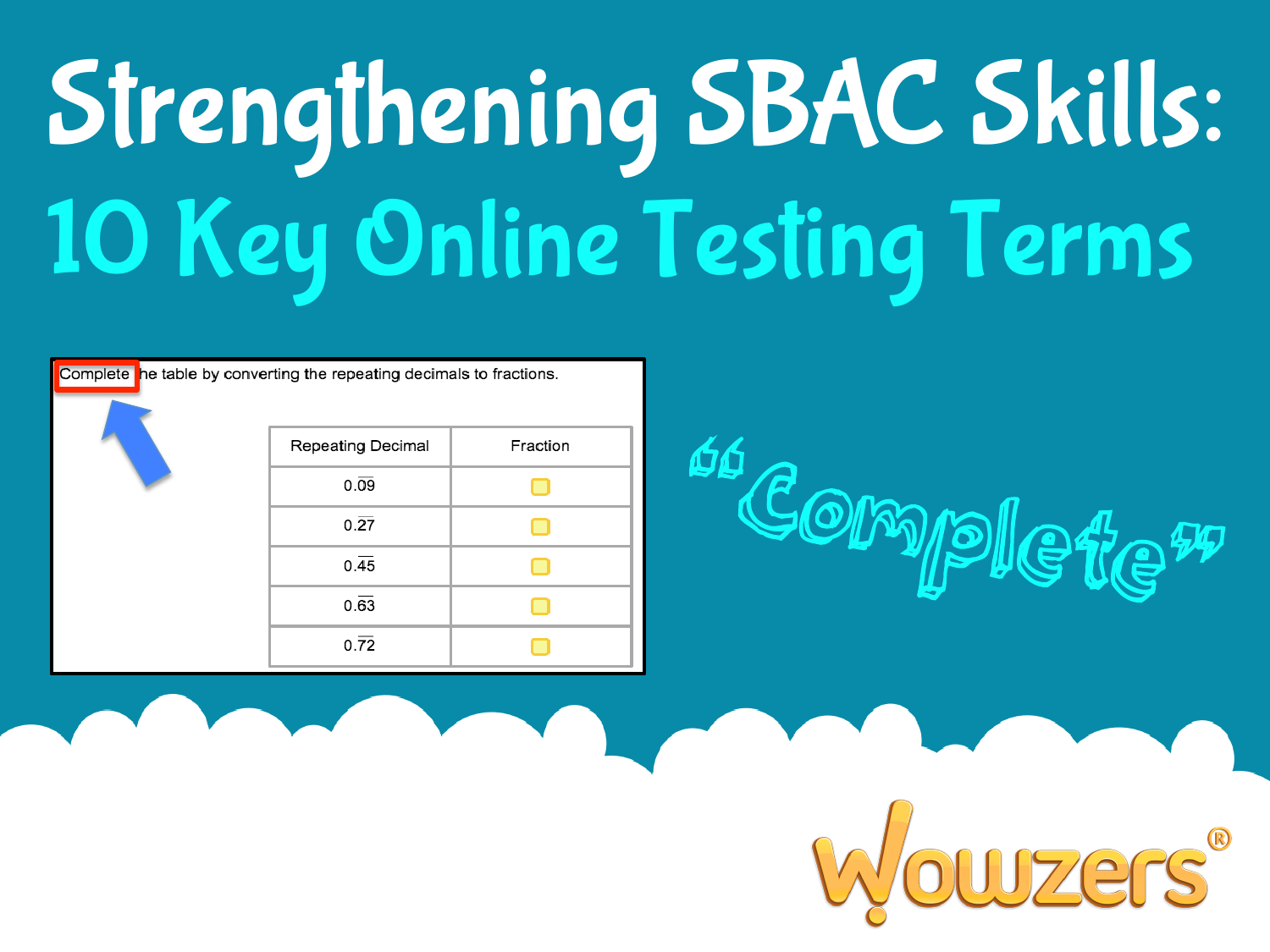# Strengthening SBAC Skills:

## 10 Key Online Testing Terms

Complete the table by converting the repeating decimals to fractions.

| Repeating Decimal | Fraction |
|---|---|
| $0.\overline{09}$ | |
| $0.\overline{27}$ | |
| $0.\overline{45}$ | |
| $0.\overline{63}$ | |
| $0.\overline{72}$ | |

"Complete"

Wowzers®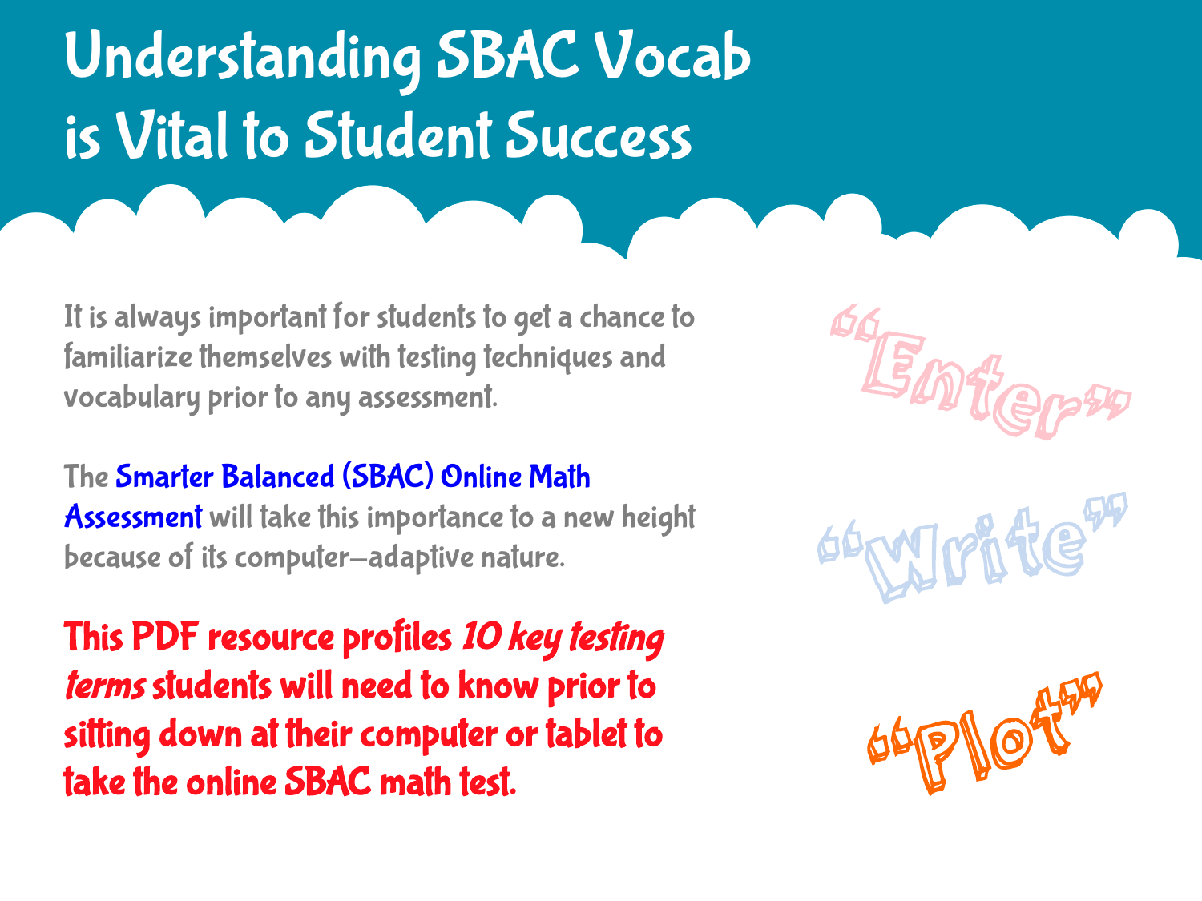# Understanding SBAC Vocab is Vital to Student Success

It is always important for students to get a chance to familiarize themselves with testing techniques and vocabulary prior to any assessment.

The **Smarter Balanced (SBAC) Online Math Assessment** will take this importance to a new height because of its computer-adaptive nature.

**This PDF resource profiles *10 key testing terms* students will need to know prior to sitting down at their computer or tablet to take the online SBAC math test.**

"Enter"

"Write"

"Plot"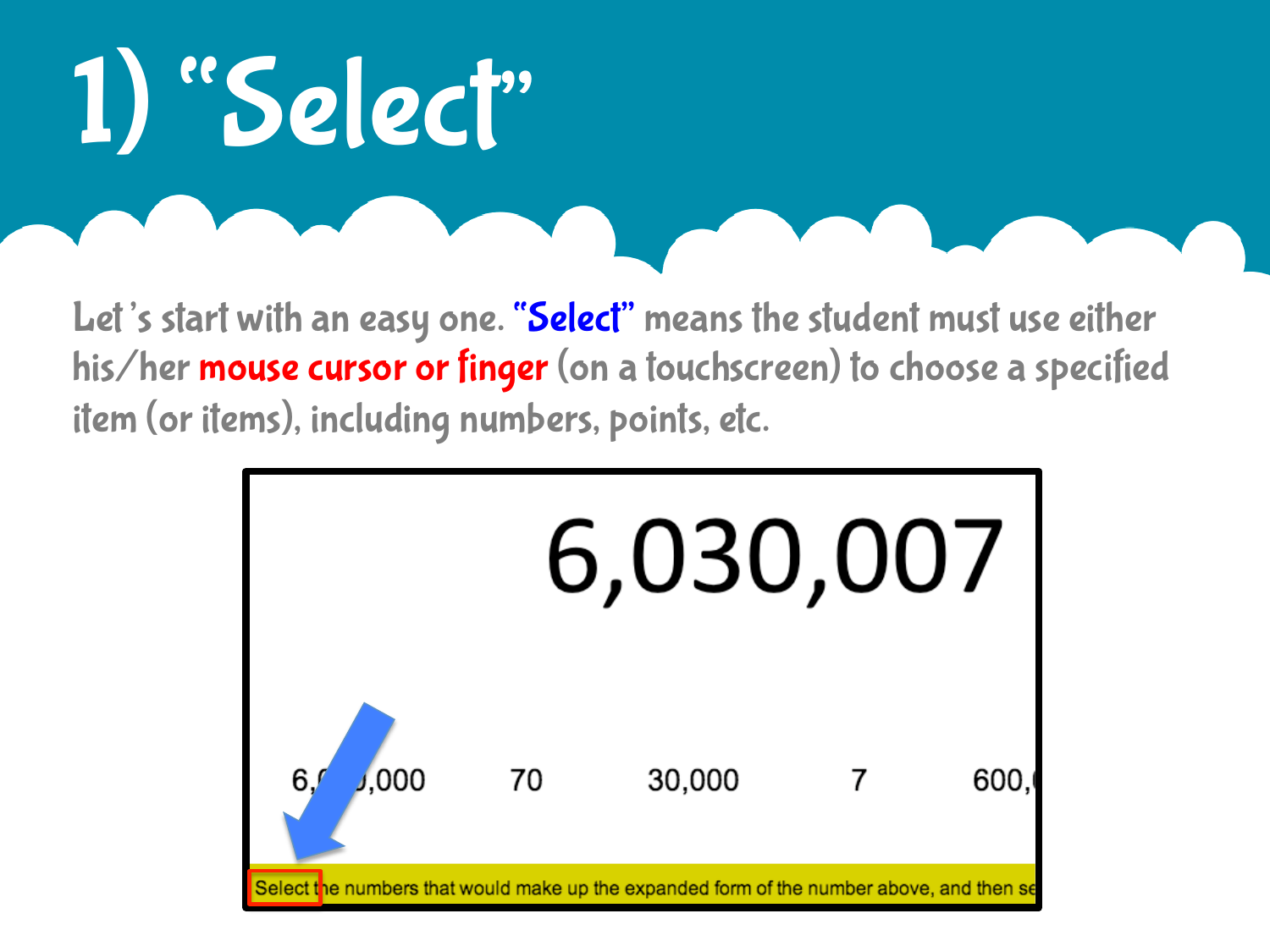# 1) "Select"

Let's start with an easy one. **"Select"** means the student must use either his/her **mouse cursor or finger** (on a touchscreen) to choose a specified item (or items), including numbers, points, etc.

6,030,007

6,000,000 70 30,000 7 600,0

Select the numbers that would make up the expanded form of the number above, and then se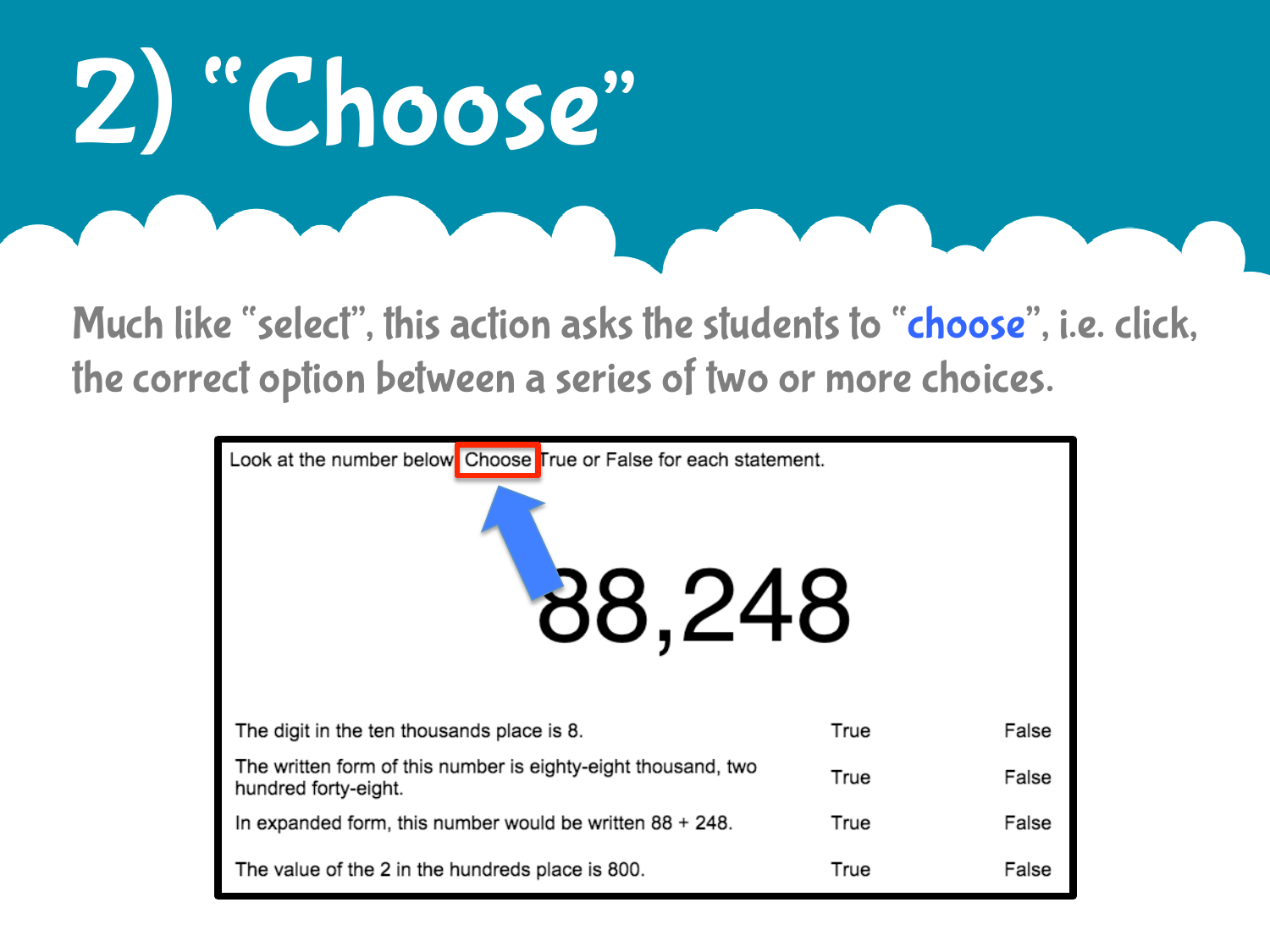# 2) "Choose"

Much like "select", this action asks the students to "**choose**", i.e. click, the correct option between a series of two or more choices.

Look at the number below. Choose True or False for each statement.

88,248

| | | |
|---|---|---|
| The digit in the ten thousands place is 8. | True | False |
| The written form of this number is eighty-eight thousand, two hundred forty-eight. | True | False |
| In expanded form, this number would be written 88 + 248. | True | False |
| The value of the 2 in the hundreds place is 800. | True | False |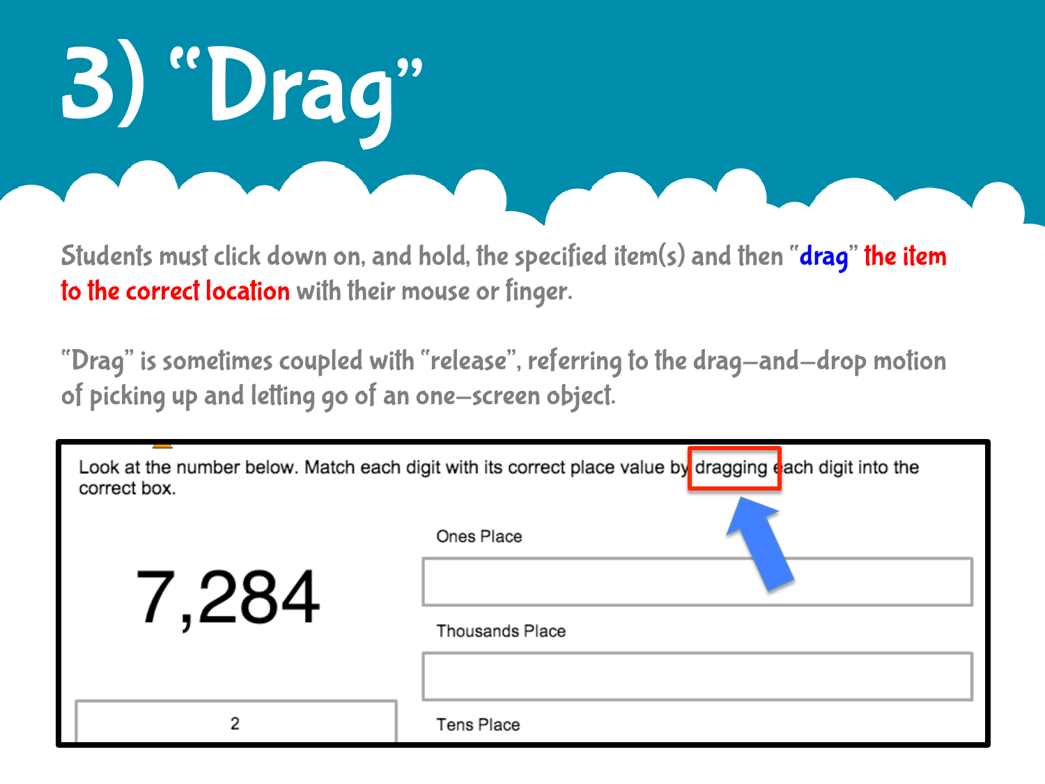# 3) "Drag"

Students must click down on, and hold, the specified item(s) and then "**drag**" **the item to the correct location** with their mouse or finger.

"Drag" is sometimes coupled with "release", referring to the drag-and-drop motion of picking up and letting go of an one-screen object.

Look at the number below. Match each digit with its correct place value by dragging each digit into the correct box.

7,284

Ones Place

Thousands Place

2

Tens Place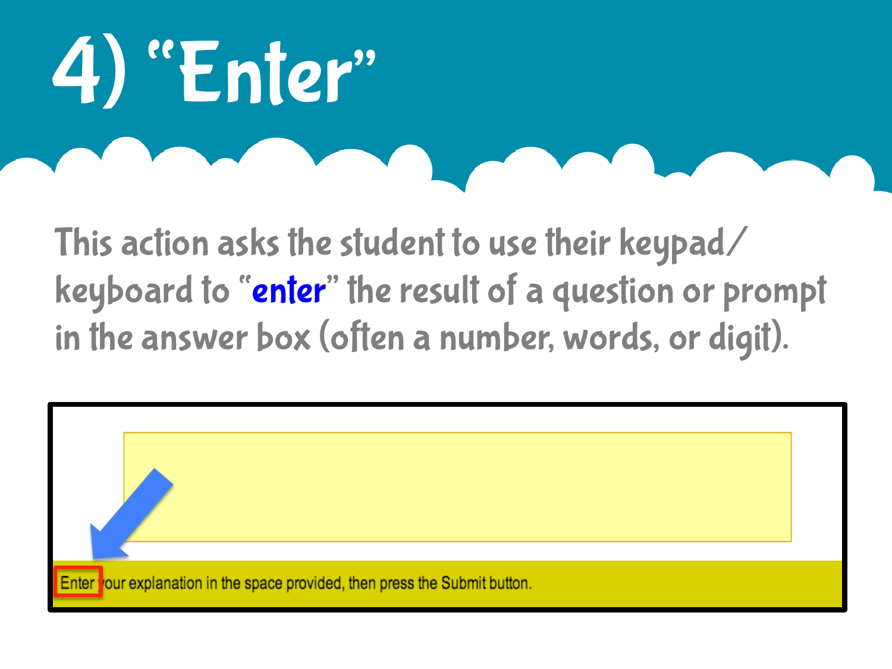# 4) "Enter"

This action asks the student to use their keypad/ keyboard to "**enter**" the result of a question or prompt in the answer box (often a number, words, or digit).

Enter your explanation in the space provided, then press the Submit button.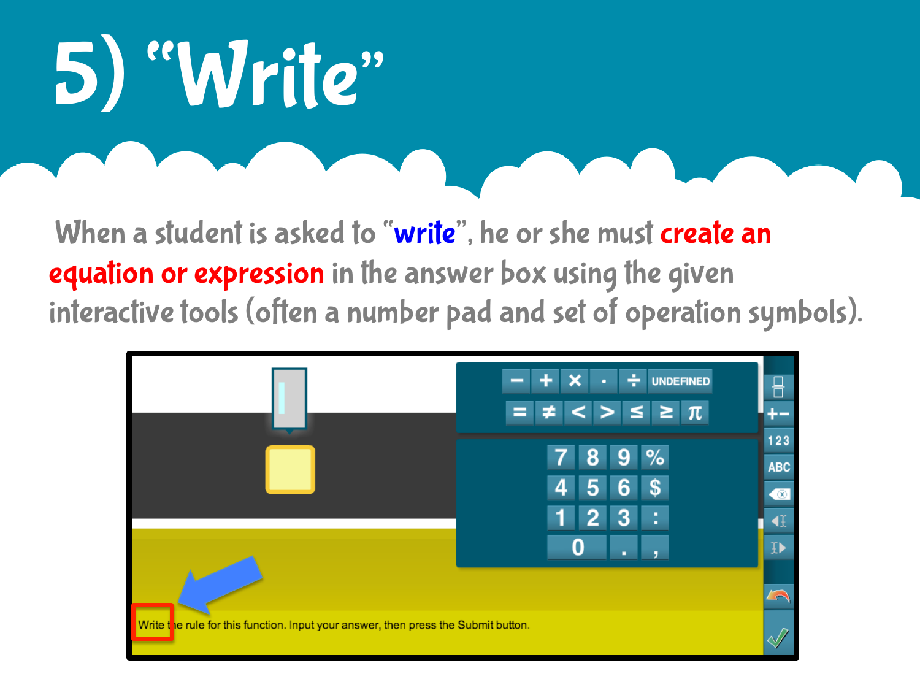# 5) "Write"

When a student is asked to "**write**", he or she must **create an equation or expression** in the answer box using the given interactive tools (often a number pad and set of operation symbols).

Write the rule for this function. Input your answer, then press the Submit button.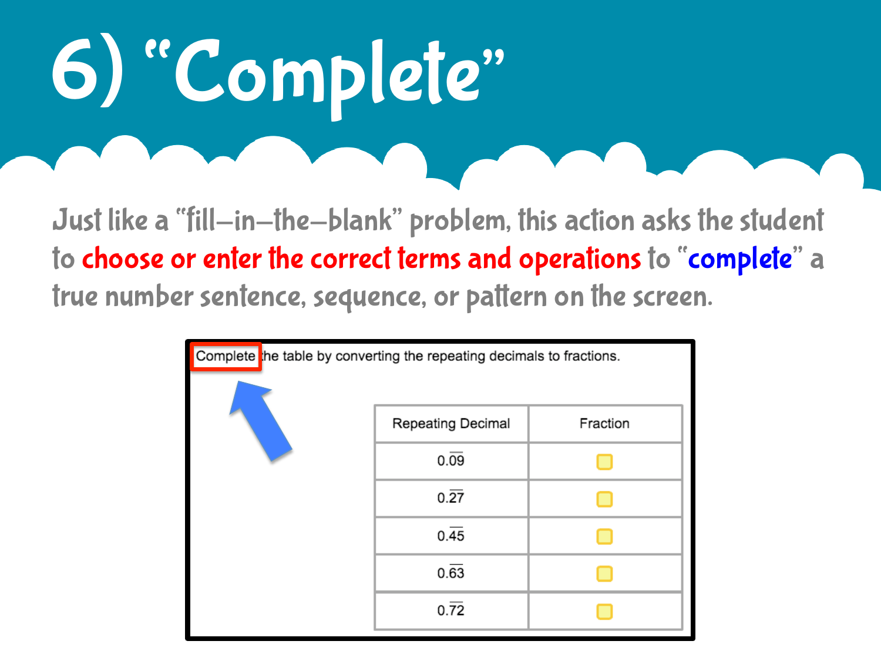# 6) "Complete"

Just like a "fill-in-the-blank" problem, this action asks the student to **choose or enter the correct terms and operations** to "**complete**" a true number sentence, sequence, or pattern on the screen.

Complete the table by converting the repeating decimals to fractions.

| Repeating Decimal | Fraction |
| --- | --- |
| $0.\overline{09}$ | |
| $0.\overline{27}$ | |
| $0.\overline{45}$ | |
| $0.\overline{63}$ | |
| $0.\overline{72}$ | |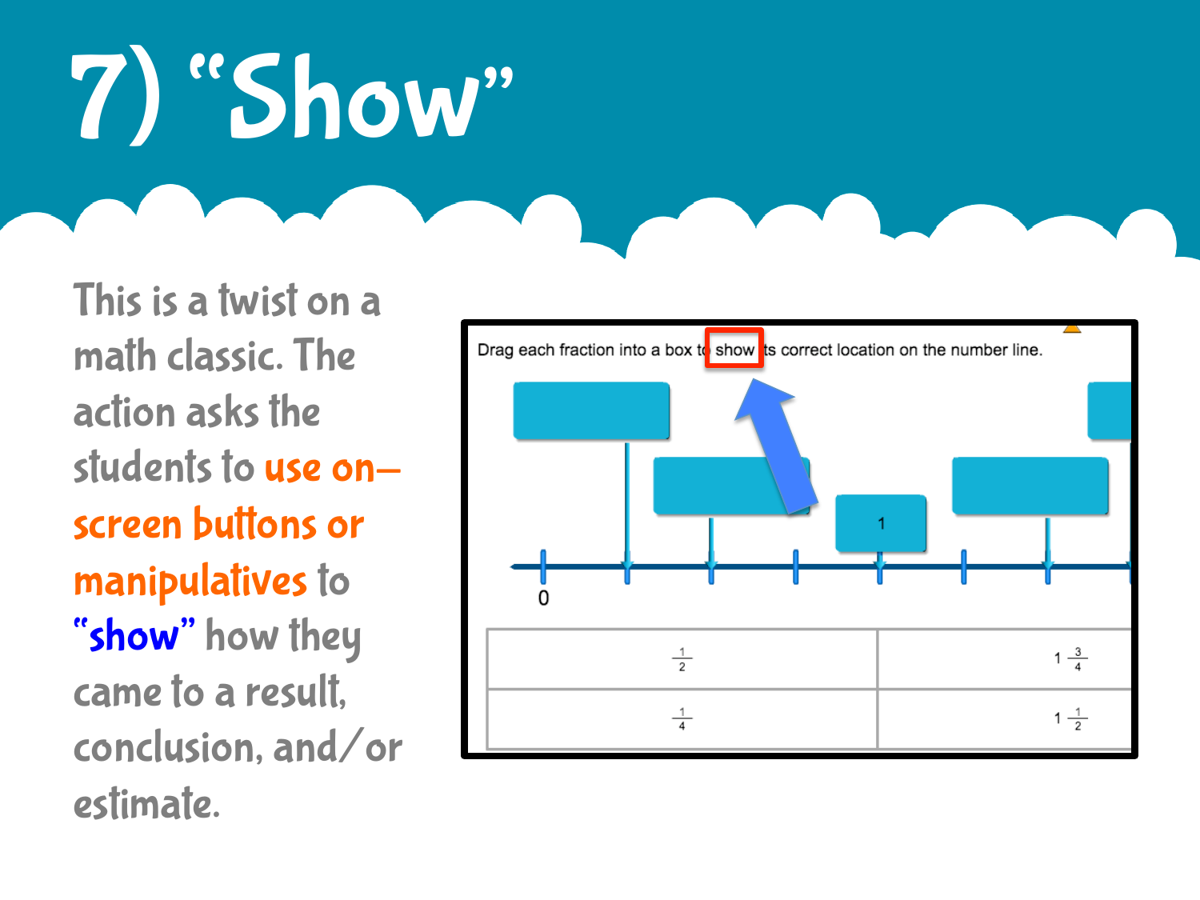# 7) "Show"

This is a twist on a math classic. The action asks the students to **use on–screen buttons or manipulatives** to **"show"** how they came to a result, conclusion, and/or estimate.

Drag each fraction into a box to show its correct location on the number line.

0

1

| $\frac{1}{2}$ | $1\frac{3}{4}$ |
|---|---|
| $\frac{1}{4}$ | $1\frac{1}{2}$ |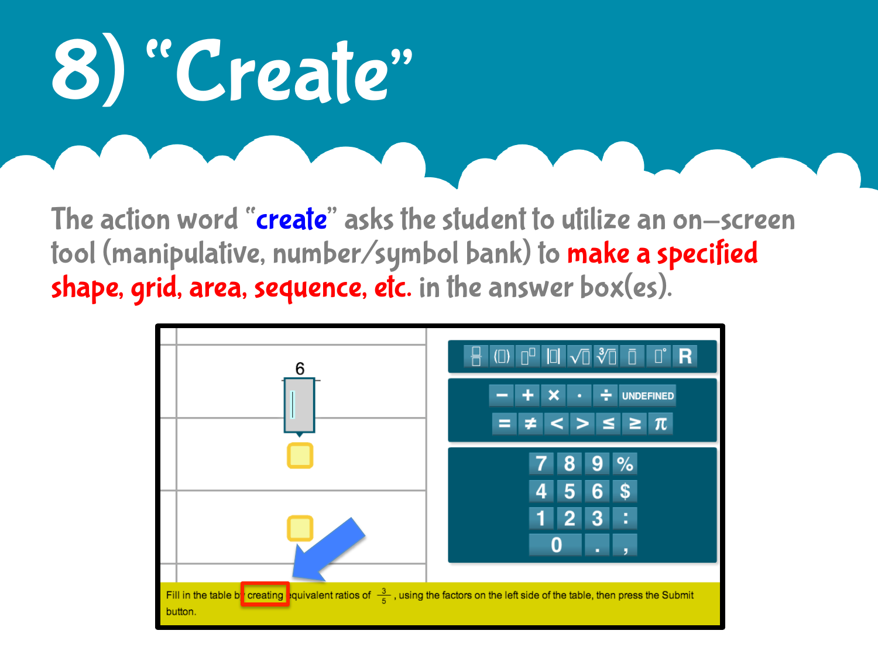# 8) "Create"

The action word "**create**" asks the student to utilize an on-screen tool (manipulative, number/symbol bank) to **make a specified shape, grid, area, sequence, etc.** in the answer box(es).

Fill in the table by creating equivalent ratios of $\frac{3}{5}$, using the factors on the left side of the table, then press the Submit button.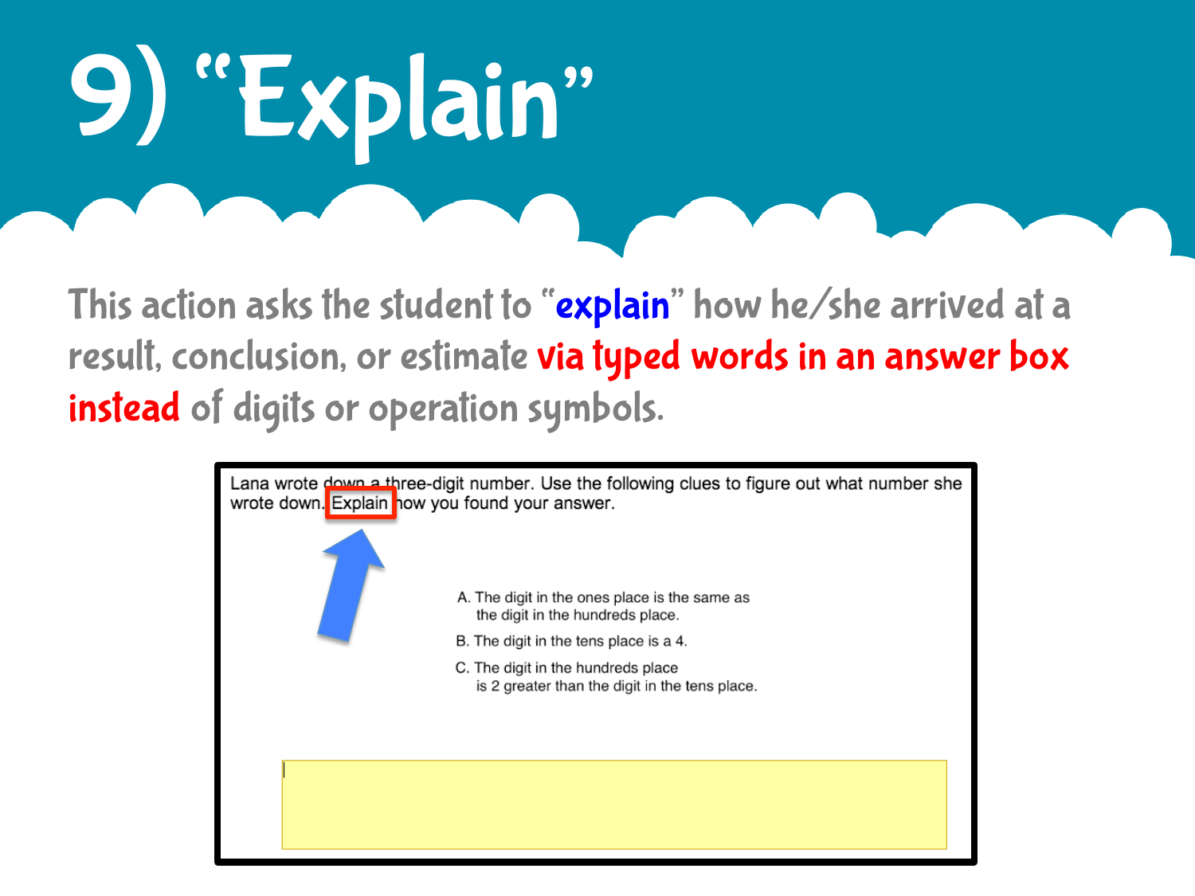# 9) "Explain"

This action asks the student to "**explain**" how he/she arrived at a result, conclusion, or estimate **via typed words in an answer box instead** of digits or operation symbols.

Lana wrote down a three-digit number. Use the following clues to figure out what number she wrote down. Explain how you found your answer.

A. The digit in the ones place is the same as the digit in the hundreds place.

B. The digit in the tens place is a 4.

C. The digit in the hundreds place is 2 greater than the digit in the tens place.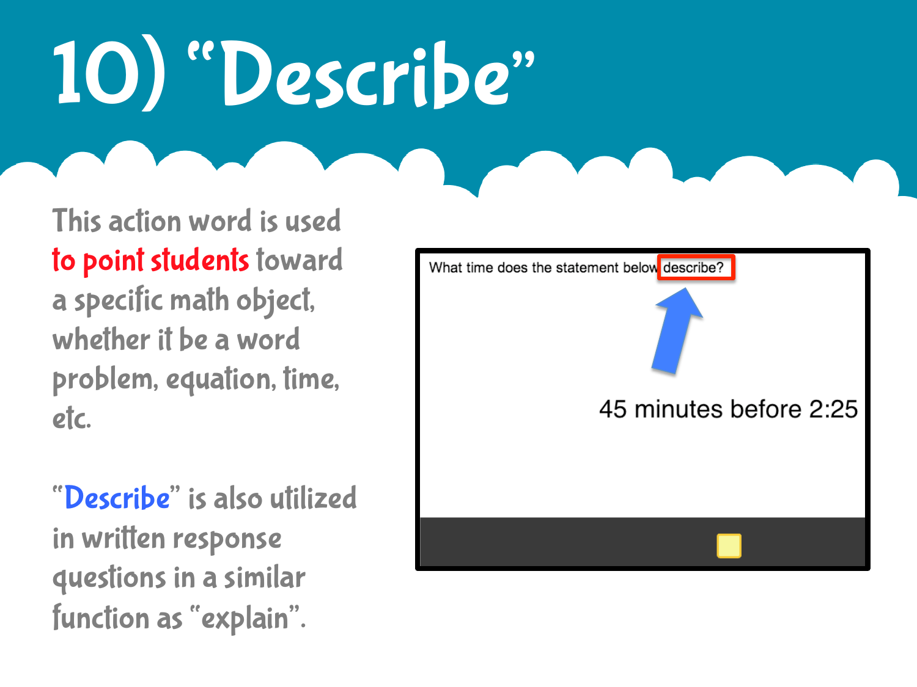# 10) “Describe”

This action word is used to point students toward a specific math object, whether it be a word problem, equation, time, etc.

“Describe” is also utilized in written response questions in a similar function as “explain”.

What time does the statement below describe?

45 minutes before 2:25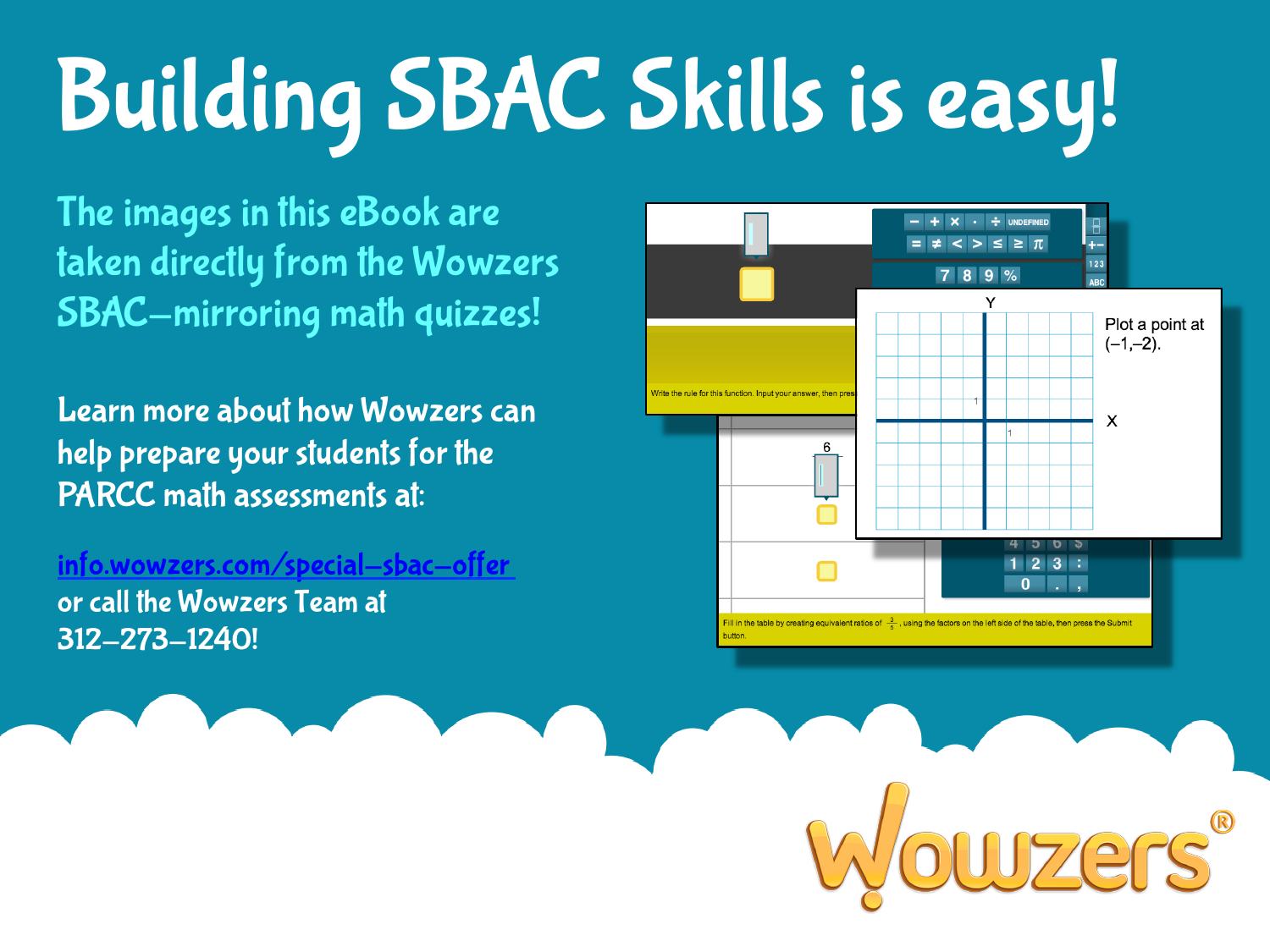# Building SBAC Skills is easy!

The images in this eBook are taken directly from the Wowzers SBAC-mirroring math quizzes!

Learn more about how Wowzers can help prepare your students for the PARCC math assessments at:

info.wowzers.com/special-sbac-offer

or call the Wowzers Team at 312-273-1240!